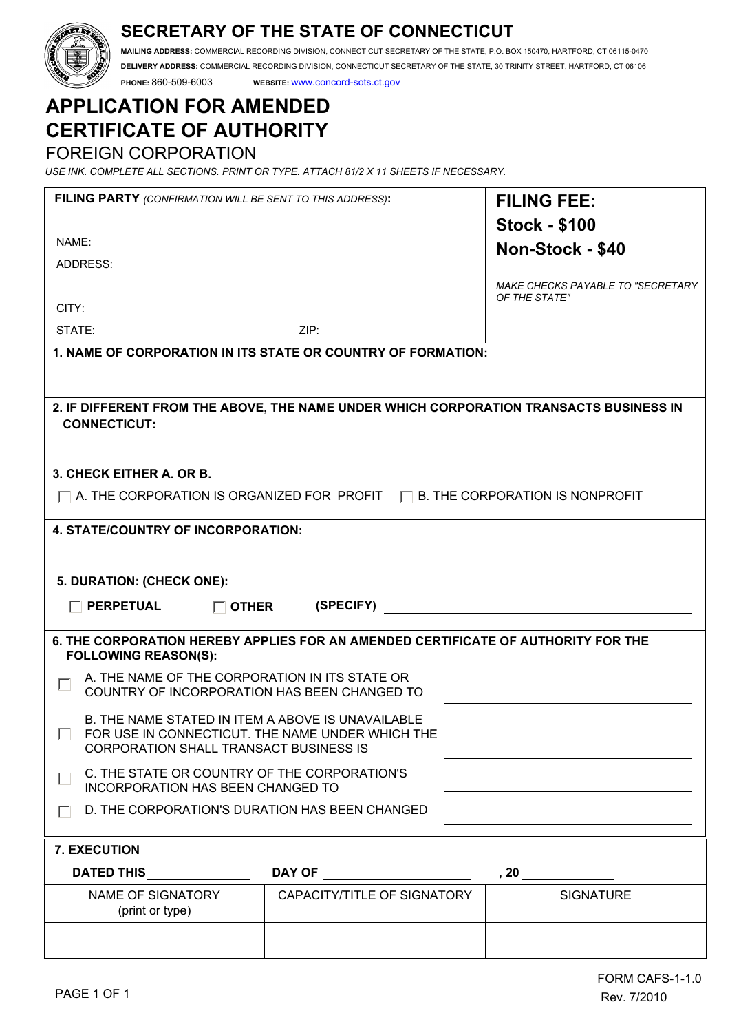# SECRETARY OF THE STATE OF CONNECTICUT

**MAILING ADDRESS:** COMMERCIAL RECORDING DIVISION, CONNECTICUT SECRETARY OF THE STATE, P.O. BOX 150470, HARTFORD, CT 06115-0470

**DELIVERY ADDRESS:** COMMERCIAL RECORDING DIVISION, CONNECTICUT SECRETARY OF THE STATE, 30 TRINITY STREET, HARTFORD, CT 06106

**PHONE:** 860-509-6003 **WEBSITE:** www.concord-sots.ct.gov

# APPLICATION FOR AMENDED CERTIFICATE OF AUTHORITY

## FOREIGN CORPORATION

*USE INK. COMPLETE ALL SECTIONS. PRINT OR TYPE. ATTACH 81/2 X 11 SHEETS IF NECESSARY.*

**FILING PARTY** *(CONFIRMATION WILL BE SENT TO THIS ADDRESS)***:**

NAME:

ADDRESS:

CITY:

STATE: ZIP:

**FILING FEE:**
**Stock - $100**
**Non-Stock - $40**

*MAKE CHECKS PAYABLE TO "SECRETARY OF THE STATE"*

**1. NAME OF CORPORATION IN ITS STATE OR COUNTRY OF FORMATION:**

**2. IF DIFFERENT FROM THE ABOVE, THE NAME UNDER WHICH CORPORATION TRANSACTS BUSINESS IN CONNECTICUT:**

**3. CHECK EITHER A. OR B.**

☐ A. THE CORPORATION IS ORGANIZED FOR PROFIT ☐ B. THE CORPORATION IS NONPROFIT

**4. STATE/COUNTRY OF INCORPORATION:**

**5. DURATION: (CHECK ONE):**

☐ **PERPETUAL** ☐ **OTHER** **(SPECIFY)** \_\_\_\_\_\_\_\_\_\_\_\_\_\_\_\_\_\_\_\_

**6. THE CORPORATION HEREBY APPLIES FOR AN AMENDED CERTIFICATE OF AUTHORITY FOR THE FOLLOWING REASON(S):**

☐ A. THE NAME OF THE CORPORATION IN ITS STATE OR COUNTRY OF INCORPORATION HAS BEEN CHANGED TO \_\_\_\_\_\_\_\_\_\_\_\_\_\_\_\_\_\_\_\_

☐ B. THE NAME STATED IN ITEM A ABOVE IS UNAVAILABLE FOR USE IN CONNECTICUT. THE NAME UNDER WHICH THE CORPORATION SHALL TRANSACT BUSINESS IS \_\_\_\_\_\_\_\_\_\_\_\_\_\_\_\_\_\_\_\_

☐ C. THE STATE OR COUNTRY OF THE CORPORATION'S INCORPORATION HAS BEEN CHANGED TO \_\_\_\_\_\_\_\_\_\_\_\_\_\_\_\_\_\_\_\_

☐ D. THE CORPORATION'S DURATION HAS BEEN CHANGED \_\_\_\_\_\_\_\_\_\_\_\_\_\_\_\_\_\_\_\_

**7. EXECUTION**

**DATED THIS** \_\_\_\_\_\_\_\_\_\_ **DAY OF** \_\_\_\_\_\_\_\_\_\_\_\_\_\_\_\_ **, 20** \_\_\_\_\_\_\_\_

| NAME OF SIGNATORY (print or type) | CAPACITY/TITLE OF SIGNATORY | SIGNATURE |
|---|---|---|
| | | |

FORM CAFS-1-1.0
Rev. 7/2010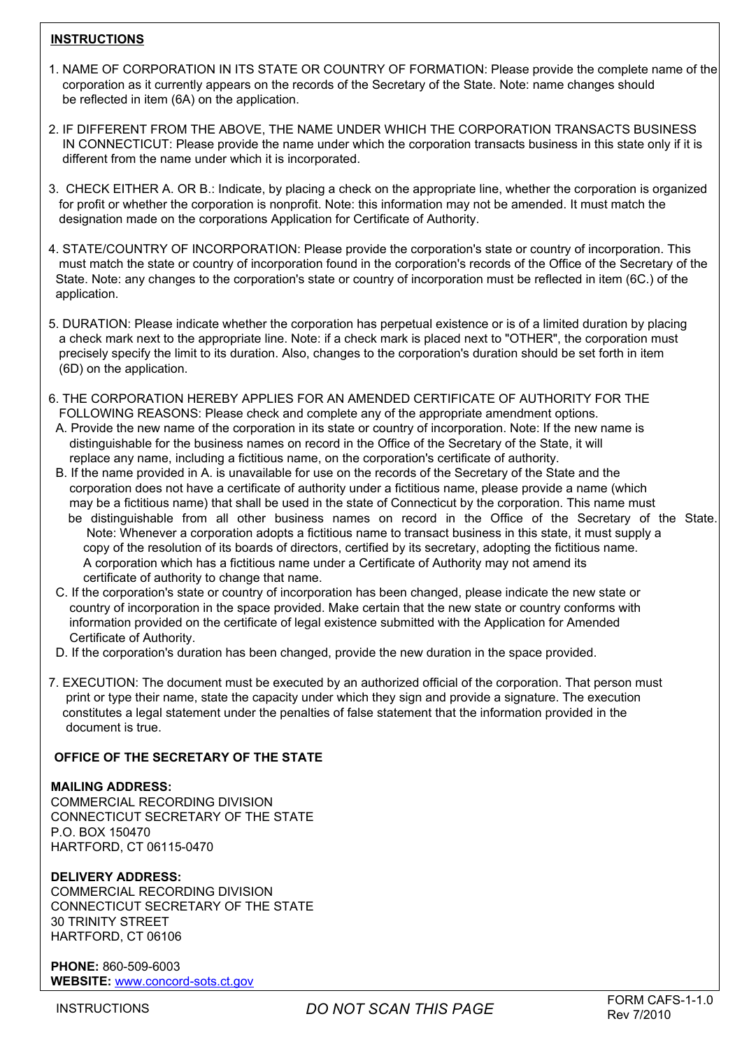## INSTRUCTIONS

1. NAME OF CORPORATION IN ITS STATE OR COUNTRY OF FORMATION: Please provide the complete name of the corporation as it currently appears on the records of the Secretary of the State. Note: name changes should be reflected in item (6A) on the application.

2. IF DIFFERENT FROM THE ABOVE, THE NAME UNDER WHICH THE CORPORATION TRANSACTS BUSINESS IN CONNECTICUT: Please provide the name under which the corporation transacts business in this state only if it is different from the name under which it is incorporated.

3. CHECK EITHER A. OR B.: Indicate, by placing a check on the appropriate line, whether the corporation is organized for profit or whether the corporation is nonprofit. Note: this information may not be amended. It must match the designation made on the corporations Application for Certificate of Authority.

4. STATE/COUNTRY OF INCORPORATION: Please provide the corporation's state or country of incorporation. This must match the state or country of incorporation found in the corporation's records of the Office of the Secretary of the State. Note: any changes to the corporation's state or country of incorporation must be reflected in item (6C.) of the application.

5. DURATION: Please indicate whether the corporation has perpetual existence or is of a limited duration by placing a check mark next to the appropriate line. Note: if a check mark is placed next to "OTHER", the corporation must precisely specify the limit to its duration. Also, changes to the corporation's duration should be set forth in item (6D) on the application.

6. THE CORPORATION HEREBY APPLIES FOR AN AMENDED CERTIFICATE OF AUTHORITY FOR THE FOLLOWING REASONS: Please check and complete any of the appropriate amendment options.
   - A. Provide the new name of the corporation in its state or country of incorporation. Note: If the new name is distinguishable for the business names on record in the Office of the Secretary of the State, it will replace any name, including a fictitious name, on the corporation's certificate of authority.
   - B. If the name provided in A. is unavailable for use on the records of the Secretary of the State and the corporation does not have a certificate of authority under a fictitious name, please provide a name (which may be a fictitious name) that shall be used in the state of Connecticut by the corporation. This name must be distinguishable from all other business names on record in the Office of the Secretary of the State. Note: Whenever a corporation adopts a fictitious name to transact business in this state, it must supply a copy of the resolution of its boards of directors, certified by its secretary, adopting the fictitious name. A corporation which has a fictitious name under a Certificate of Authority may not amend its certificate of authority to change that name.
   - C. If the corporation's state or country of incorporation has been changed, please indicate the new state or country of incorporation in the space provided. Make certain that the new state or country conforms with information provided on the certificate of legal existence submitted with the Application for Amended Certificate of Authority.
   - D. If the corporation's duration has been changed, provide the new duration in the space provided.

7. EXECUTION: The document must be executed by an authorized official of the corporation. That person must print or type their name, state the capacity under which they sign and provide a signature. The execution constitutes a legal statement under the penalties of false statement that the information provided in the document is true.

**OFFICE OF THE SECRETARY OF THE STATE**

**MAILING ADDRESS:**
COMMERCIAL RECORDING DIVISION
CONNECTICUT SECRETARY OF THE STATE
P.O. BOX 150470
HARTFORD, CT 06115-0470

**DELIVERY ADDRESS:**
COMMERCIAL RECORDING DIVISION
CONNECTICUT SECRETARY OF THE STATE
30 TRINITY STREET
HARTFORD, CT 06106

**PHONE:** 860-509-6003
**WEBSITE:** www.concord-sots.ct.gov

INSTRUCTIONS — *DO NOT SCAN THIS PAGE* — FORM CAFS-1-1.0 Rev 7/2010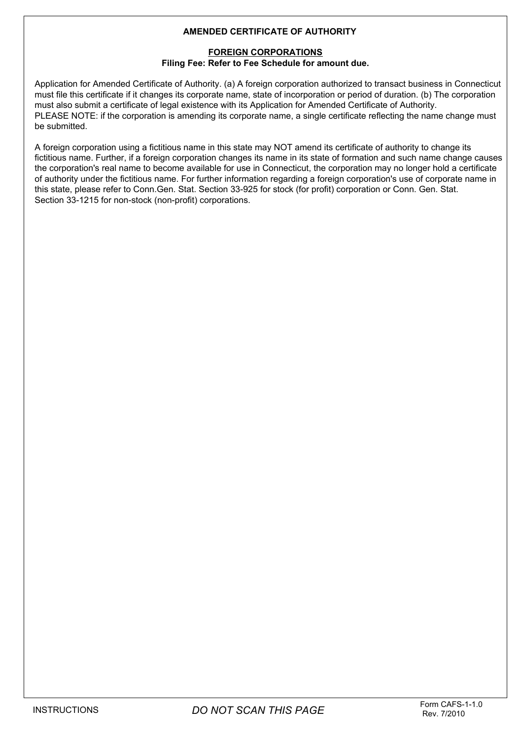**AMENDED CERTIFICATE OF AUTHORITY**

**FOREIGN CORPORATIONS**

**Filing Fee: Refer to Fee Schedule for amount due.**

Application for Amended Certificate of Authority. (a) A foreign corporation authorized to transact business in Connecticut must file this certificate if it changes its corporate name, state of incorporation or period of duration. (b) The corporation must also submit a certificate of legal existence with its Application for Amended Certificate of Authority.
PLEASE NOTE: if the corporation is amending its corporate name, a single certificate reflecting the name change must be submitted.

A foreign corporation using a fictitious name in this state may NOT amend its certificate of authority to change its fictitious name. Further, if a foreign corporation changes its name in its state of formation and such name change causes the corporation's real name to become available for use in Connecticut, the corporation may no longer hold a certificate of authority under the fictitious name. For further information regarding a foreign corporation's use of corporate name in this state, please refer to Conn.Gen. Stat. Section 33-925 for stock (for profit) corporation or Conn. Gen. Stat. Section 33-1215 for non-stock (non-profit) corporations.

INSTRUCTIONS

*DO NOT SCAN THIS PAGE*

Form CAFS-1-1.0
Rev. 7/2010